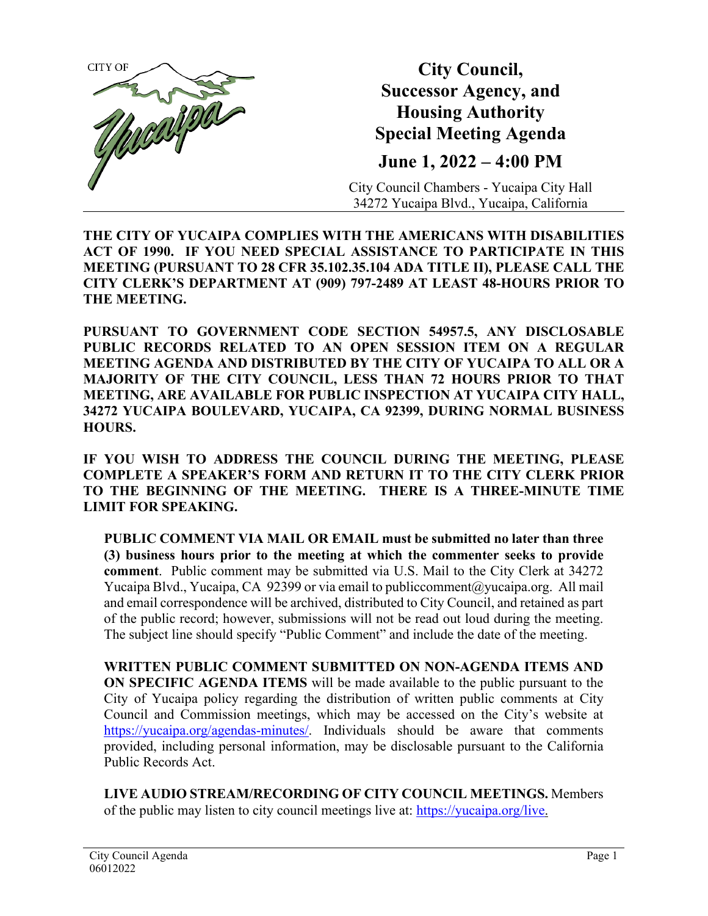CITY OF Yucaipa

# City Council, Successor Agency, and Housing Authority Special Meeting Agenda

## June 1, 2022 – 4:00 PM

City Council Chambers - Yucaipa City Hall
34272 Yucaipa Blvd., Yucaipa, California

**THE CITY OF YUCAIPA COMPLIES WITH THE AMERICANS WITH DISABILITIES ACT OF 1990. IF YOU NEED SPECIAL ASSISTANCE TO PARTICIPATE IN THIS MEETING (PURSUANT TO 28 CFR 35.102.35.104 ADA TITLE II), PLEASE CALL THE CITY CLERK'S DEPARTMENT AT (909) 797-2489 AT LEAST 48-HOURS PRIOR TO THE MEETING.**

**PURSUANT TO GOVERNMENT CODE SECTION 54957.5, ANY DISCLOSABLE PUBLIC RECORDS RELATED TO AN OPEN SESSION ITEM ON A REGULAR MEETING AGENDA AND DISTRIBUTED BY THE CITY OF YUCAIPA TO ALL OR A MAJORITY OF THE CITY COUNCIL, LESS THAN 72 HOURS PRIOR TO THAT MEETING, ARE AVAILABLE FOR PUBLIC INSPECTION AT YUCAIPA CITY HALL, 34272 YUCAIPA BOULEVARD, YUCAIPA, CA 92399, DURING NORMAL BUSINESS HOURS.**

**IF YOU WISH TO ADDRESS THE COUNCIL DURING THE MEETING, PLEASE COMPLETE A SPEAKER'S FORM AND RETURN IT TO THE CITY CLERK PRIOR TO THE BEGINNING OF THE MEETING. THERE IS A THREE-MINUTE TIME LIMIT FOR SPEAKING.**

**PUBLIC COMMENT VIA MAIL OR EMAIL must be submitted no later than three (3) business hours prior to the meeting at which the commenter seeks to provide comment**. Public comment may be submitted via U.S. Mail to the City Clerk at 34272 Yucaipa Blvd., Yucaipa, CA 92399 or via email to publiccomment@yucaipa.org. All mail and email correspondence will be archived, distributed to City Council, and retained as part of the public record; however, submissions will not be read out loud during the meeting. The subject line should specify "Public Comment" and include the date of the meeting.

**WRITTEN PUBLIC COMMENT SUBMITTED ON NON-AGENDA ITEMS AND ON SPECIFIC AGENDA ITEMS** will be made available to the public pursuant to the City of Yucaipa policy regarding the distribution of written public comments at City Council and Commission meetings, which may be accessed on the City's website at https://yucaipa.org/agendas-minutes/. Individuals should be aware that comments provided, including personal information, may be disclosable pursuant to the California Public Records Act.

**LIVE AUDIO STREAM/RECORDING OF CITY COUNCIL MEETINGS.** Members of the public may listen to city council meetings live at: https://yucaipa.org/live.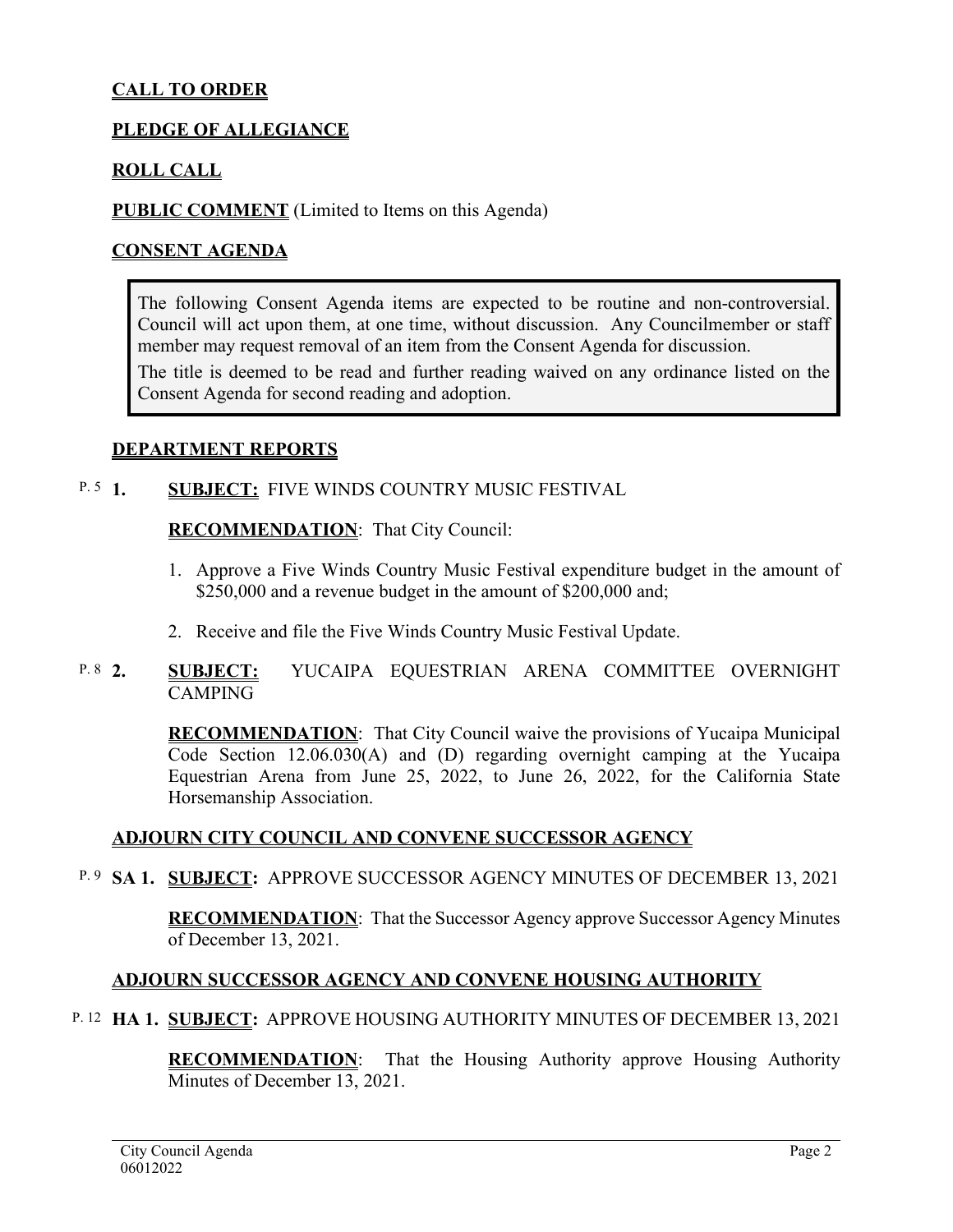## CALL TO ORDER

## PLEDGE OF ALLEGIANCE

## ROLL CALL

## PUBLIC COMMENT (Limited to Items on this Agenda)

## CONSENT AGENDA

> The following Consent Agenda items are expected to be routine and non-controversial. Council will act upon them, at one time, without discussion. Any Councilmember or staff member may request removal of an item from the Consent Agenda for discussion.
>
> The title is deemed to be read and further reading waived on any ordinance listed on the Consent Agenda for second reading and adoption.

## DEPARTMENT REPORTS

P. 5 **1. SUBJECT:** FIVE WINDS COUNTRY MUSIC FESTIVAL

**RECOMMENDATION**: That City Council:

1. Approve a Five Winds Country Music Festival expenditure budget in the amount of $250,000 and a revenue budget in the amount of $200,000 and;
2. Receive and file the Five Winds Country Music Festival Update.

P. 8 **2. SUBJECT:** YUCAIPA EQUESTRIAN ARENA COMMITTEE OVERNIGHT CAMPING

**RECOMMENDATION**: That City Council waive the provisions of Yucaipa Municipal Code Section 12.06.030(A) and (D) regarding overnight camping at the Yucaipa Equestrian Arena from June 25, 2022, to June 26, 2022, for the California State Horsemanship Association.

## ADJOURN CITY COUNCIL AND CONVENE SUCCESSOR AGENCY

P. 9 **SA 1. SUBJECT:** APPROVE SUCCESSOR AGENCY MINUTES OF DECEMBER 13, 2021

**RECOMMENDATION**: That the Successor Agency approve Successor Agency Minutes of December 13, 2021.

## ADJOURN SUCCESSOR AGENCY AND CONVENE HOUSING AUTHORITY

P. 12 **HA 1. SUBJECT:** APPROVE HOUSING AUTHORITY MINUTES OF DECEMBER 13, 2021

**RECOMMENDATION**: That the Housing Authority approve Housing Authority Minutes of December 13, 2021.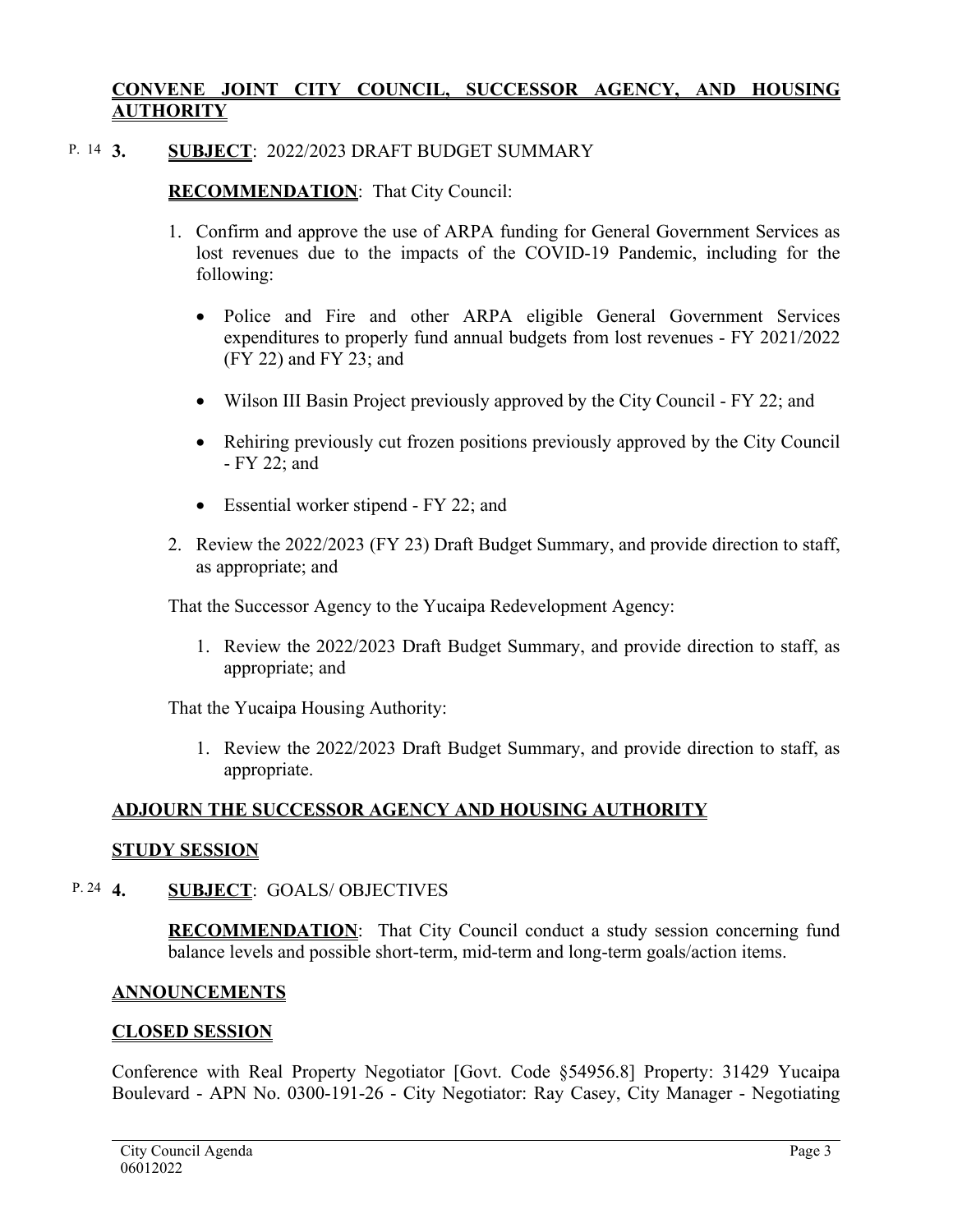**CONVENE JOINT CITY COUNCIL, SUCCESSOR AGENCY, AND HOUSING AUTHORITY**

P. 14 **3. SUBJECT**: 2022/2023 DRAFT BUDGET SUMMARY

**RECOMMENDATION**: That City Council:

1. Confirm and approve the use of ARPA funding for General Government Services as lost revenues due to the impacts of the COVID-19 Pandemic, including for the following:
   - Police and Fire and other ARPA eligible General Government Services expenditures to properly fund annual budgets from lost revenues - FY 2021/2022 (FY 22) and FY 23; and
   - Wilson III Basin Project previously approved by the City Council - FY 22; and
   - Rehiring previously cut frozen positions previously approved by the City Council - FY 22; and
   - Essential worker stipend - FY 22; and
2. Review the 2022/2023 (FY 23) Draft Budget Summary, and provide direction to staff, as appropriate; and

That the Successor Agency to the Yucaipa Redevelopment Agency:

1. Review the 2022/2023 Draft Budget Summary, and provide direction to staff, as appropriate; and

That the Yucaipa Housing Authority:

1. Review the 2022/2023 Draft Budget Summary, and provide direction to staff, as appropriate.

**ADJOURN THE SUCCESSOR AGENCY AND HOUSING AUTHORITY**

**STUDY SESSION**

P. 24 **4. SUBJECT**: GOALS/ OBJECTIVES

**RECOMMENDATION**: That City Council conduct a study session concerning fund balance levels and possible short-term, mid-term and long-term goals/action items.

**ANNOUNCEMENTS**

**CLOSED SESSION**

Conference with Real Property Negotiator [Govt. Code §54956.8] Property: 31429 Yucaipa Boulevard - APN No. 0300-191-26 - City Negotiator: Ray Casey, City Manager - Negotiating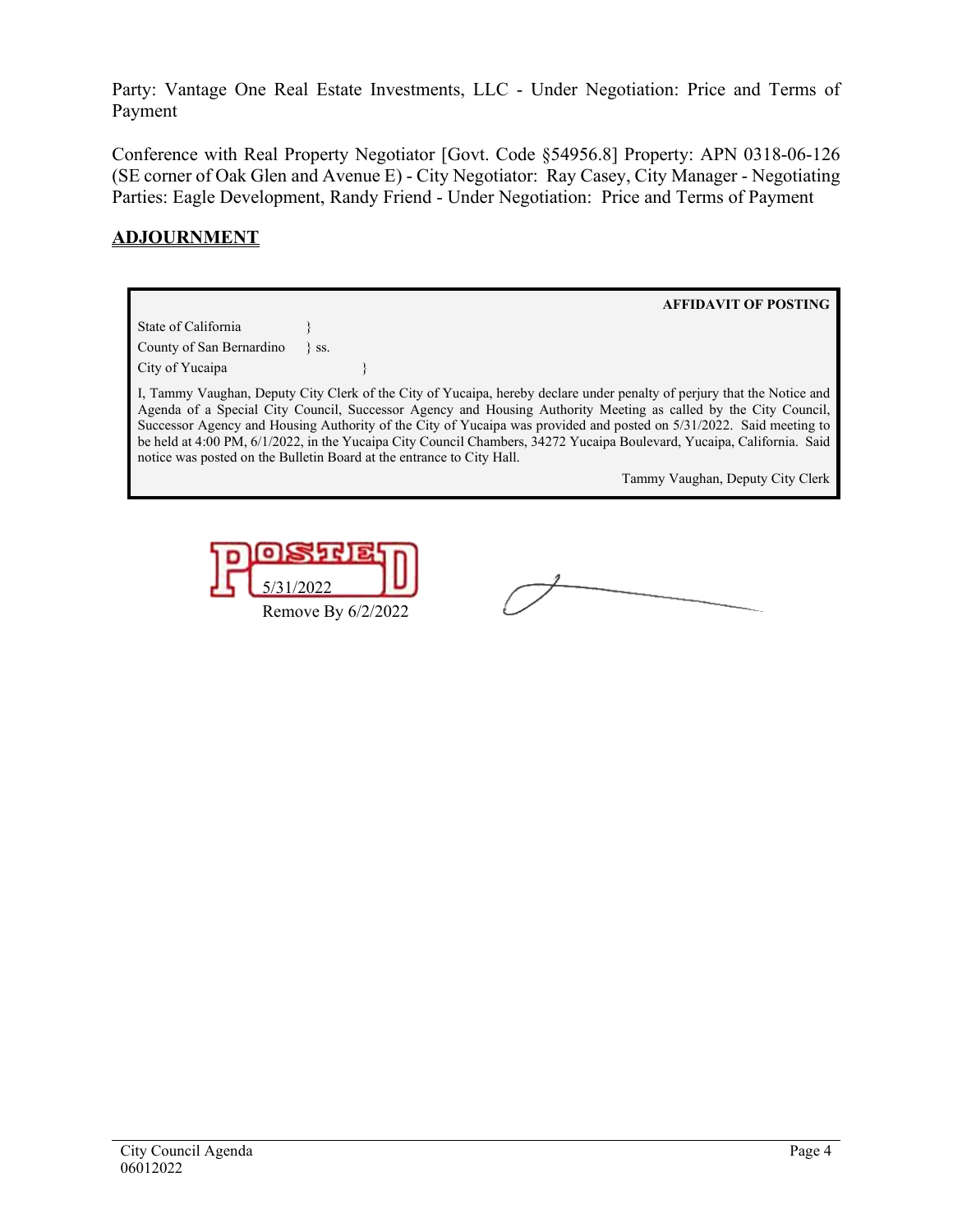Party: Vantage One Real Estate Investments, LLC - Under Negotiation: Price and Terms of Payment

Conference with Real Property Negotiator [Govt. Code §54956.8] Property: APN 0318-06-126 (SE corner of Oak Glen and Avenue E) - City Negotiator: Ray Casey, City Manager - Negotiating Parties: Eagle Development, Randy Friend - Under Negotiation: Price and Terms of Payment

## ADJOURNMENT

**AFFIDAVIT OF POSTING**

State of California }
County of San Bernardino } ss.
City of Yucaipa }

I, Tammy Vaughan, Deputy City Clerk of the City of Yucaipa, hereby declare under penalty of perjury that the Notice and Agenda of a Special City Council, Successor Agency and Housing Authority Meeting as called by the City Council, Successor Agency and Housing Authority of the City of Yucaipa was provided and posted on 5/31/2022. Said meeting to be held at 4:00 PM, 6/1/2022, in the Yucaipa City Council Chambers, 34272 Yucaipa Boulevard, Yucaipa, California. Said notice was posted on the Bulletin Board at the entrance to City Hall.

Tammy Vaughan, Deputy City Clerk

POSTED
5/31/2022
Remove By 6/2/2022